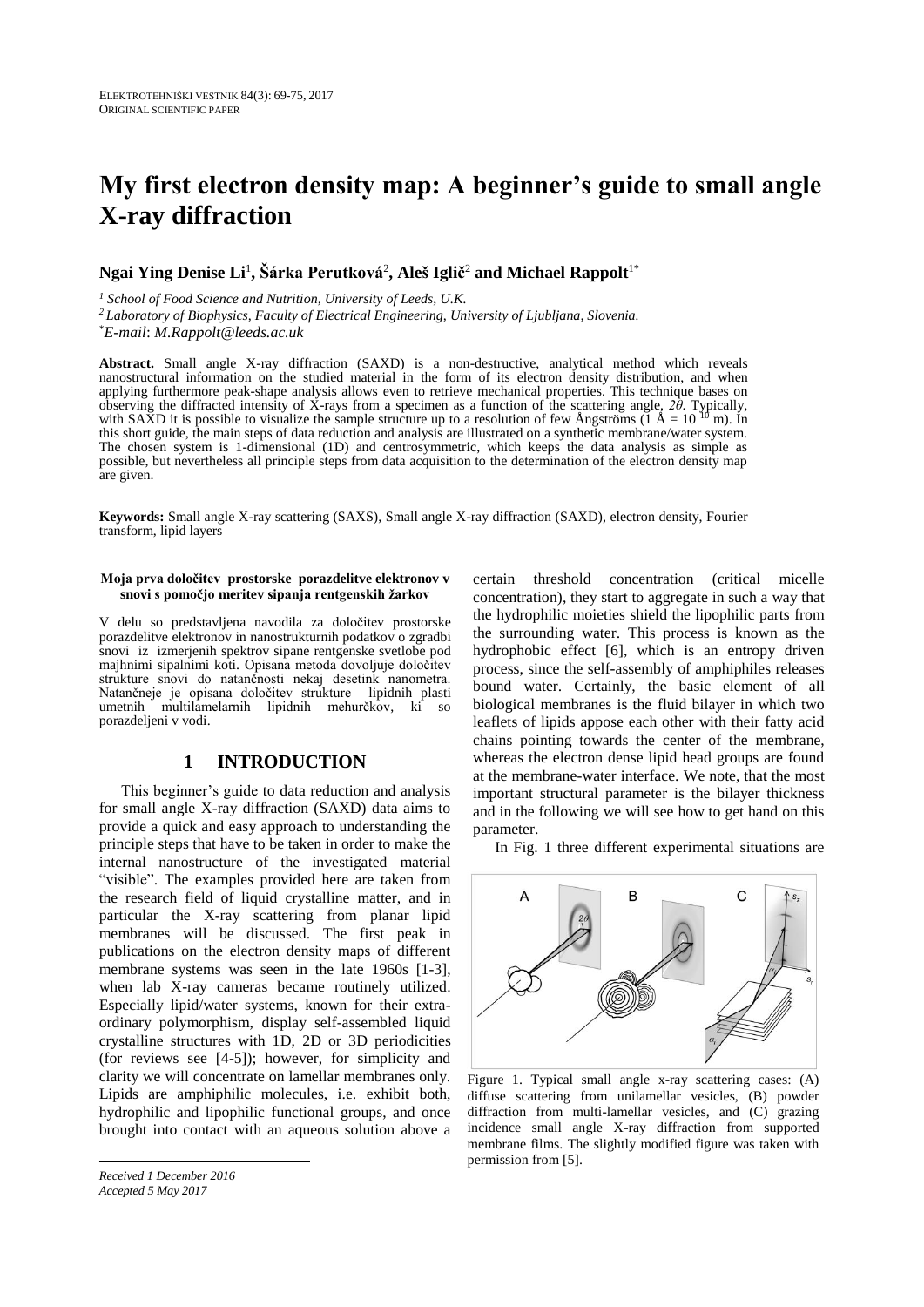ELEKTROTEHNIŠKI VESTNIK 84(3): 69-75, 2017
ORIGINAL SCIENTIFIC PAPER

# My first electron density map: A beginner's guide to small angle X-ray diffraction

**Ngai Ying Denise Li**[1], **Šárka Perutková**[2], **Aleš Iglič**[2] **and Michael Rappolt**[1*]

[1] *School of Food Science and Nutrition, University of Leeds, U.K.*
[2] *Laboratory of Biophysics, Faculty of Electrical Engineering, University of Ljubljana, Slovenia.*
[*] *E-mail*: *M.Rappolt@leeds.ac.uk*

**Abstract.** Small angle X-ray diffraction (SAXD) is a non-destructive, analytical method which reveals nanostructural information on the studied material in the form of its electron density distribution, and when applying furthermore peak-shape analysis allows even to retrieve mechanical properties. This technique bases on observing the diffracted intensity of X-rays from a specimen as a function of the scattering angle, $2\theta$. Typically, with SAXD it is possible to visualize the sample structure up to a resolution of few Ångströms (1 Å = $10^{-10}$ m). In this short guide, the main steps of data reduction and analysis are illustrated on a synthetic membrane/water system. The chosen system is 1-dimensional (1D) and centrosymmetric, which keeps the data analysis as simple as possible, but nevertheless all principle steps from data acquisition to the determination of the electron density map are given.

**Keywords:** Small angle X-ray scattering (SAXS), Small angle X-ray diffraction (SAXD), electron density, Fourier transform, lipid layers

#### Moja prva določitev prostorske porazdelitve elektronov v snovi s pomočjo meritev sipanja rentgenskih žarkov

V delu so predstavljena navodila za določitev prostorske porazdelitve elektronov in nanostrukturnih podatkov o zgradbi snovi iz izmerjenih spektrov sipane rentgenske svetlobe pod majhnimi sipalnimi koti. Opisana metoda dovoljuje določitev strukture snovi do natančnosti nekaj desetink nanometra. Natančneje je opisana določitev strukture lipidnih plasti umetnih multilamelarnih lipidnih mehurčkov, ki so porazdeljeni v vodi.

## 1 INTRODUCTION

This beginner's guide to data reduction and analysis for small angle X-ray diffraction (SAXD) data aims to provide a quick and easy approach to understanding the principle steps that have to be taken in order to make the internal nanostructure of the investigated material "visible". The examples provided here are taken from the research field of liquid crystalline matter, and in particular the X-ray scattering from planar lipid membranes will be discussed. The first peak in publications on the electron density maps of different membrane systems was seen in the late 1960s [1-3], when lab X-ray cameras became routinely utilized. Especially lipid/water systems, known for their extra-ordinary polymorphism, display self-assembled liquid crystalline structures with 1D, 2D or 3D periodicities (for reviews see [4-5]); however, for simplicity and clarity we will concentrate on lamellar membranes only. Lipids are amphiphilic molecules, i.e. exhibit both, hydrophilic and lipophilic functional groups, and once brought into contact with an aqueous solution above a certain threshold concentration (critical micelle concentration), they start to aggregate in such a way that the hydrophilic moieties shield the lipophilic parts from the surrounding water. This process is known as the hydrophobic effect [6], which is an entropy driven process, since the self-assembly of amphiphiles releases bound water. Certainly, the basic element of all biological membranes is the fluid bilayer in which two leaflets of lipids appose each other with their fatty acid chains pointing towards the center of the membrane, whereas the electron dense lipid head groups are found at the membrane-water interface. We note, that the most important structural parameter is the bilayer thickness and in the following we will see how to get hand on this parameter.

In Fig. 1 three different experimental situations are

Figure 1. Typical small angle x-ray scattering cases: (A) diffuse scattering from unilamellar vesicles, (B) powder diffraction from multi-lamellar vesicles, and (C) grazing incidence small angle X-ray diffraction from supported membrane films. The slightly modified figure was taken with permission from [5].

*Received 1 December 2016*
*Accepted 5 May 2017*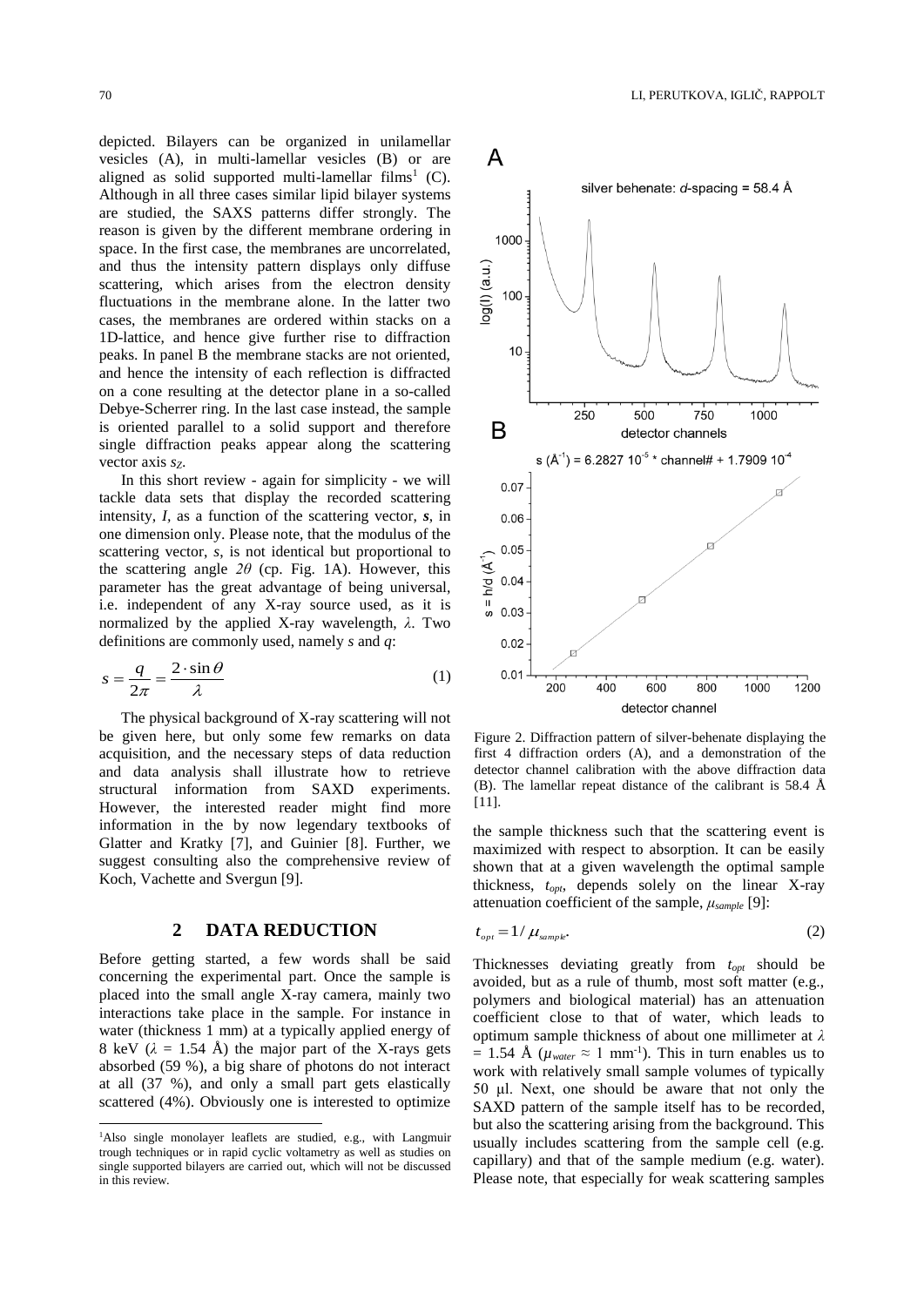depicted. Bilayers can be organized in unilamellar vesicles (A), in multi-lamellar vesicles (B) or are aligned as solid supported multi-lamellar films[1] (C). Although in all three cases similar lipid bilayer systems are studied, the SAXS patterns differ strongly. The reason is given by the different membrane ordering in space. In the first case, the membranes are uncorrelated, and thus the intensity pattern displays only diffuse scattering, which arises from the electron density fluctuations in the membrane alone. In the latter two cases, the membranes are ordered within stacks on a 1D-lattice, and hence give further rise to diffraction peaks. In panel B the membrane stacks are not oriented, and hence the intensity of each reflection is diffracted on a cone resulting at the detector plane in a so-called Debye-Scherrer ring. In the last case instead, the sample is oriented parallel to a solid support and therefore single diffraction peaks appear along the scattering vector axis $s_Z$.

In this short review - again for simplicity - we will tackle data sets that display the recorded scattering intensity, $I$, as a function of the scattering vector, $\boldsymbol{s}$, in one dimension only. Please note, that the modulus of the scattering vector, $s$, is not identical but proportional to the scattering angle $2\theta$ (cp. Fig. 1A). However, this parameter has the great advantage of being universal, i.e. independent of any X-ray source used, as it is normalized by the applied X-ray wavelength, $\lambda$. Two definitions are commonly used, namely $s$ and $q$:

$$s = \frac{q}{2\pi} = \frac{2 \cdot \sin\theta}{\lambda} \quad (1)$$

The physical background of X-ray scattering will not be given here, but only some few remarks on data acquisition, and the necessary steps of data reduction and data analysis shall illustrate how to retrieve structural information from SAXD experiments. However, the interested reader might find more information in the by now legendary textbooks of Glatter and Kratky [7], and Guinier [8]. Further, we suggest consulting also the comprehensive review of Koch, Vachette and Svergun [9].

## 2 DATA REDUCTION

Before getting started, a few words shall be said concerning the experimental part. Once the sample is placed into the small angle X-ray camera, mainly two interactions take place in the sample. For instance in water (thickness 1 mm) at a typically applied energy of 8 keV ($\lambda$ = 1.54 Å) the major part of the X-rays gets absorbed (59 %), a big share of photons do not interact at all (37 %), and only a small part gets elastically scattered (4%). Obviously one is interested to optimize the sample thickness such that the scattering event is maximized with respect to absorption. It can be easily shown that at a given wavelength the optimal sample thickness, $t_{opt}$, depends solely on the linear X-ray attenuation coefficient of the sample, $\mu_{sample}$ [9]:

$$t_{opt} = 1/\mu_{sample}. \quad (2)$$

Thicknesses deviating greatly from $t_{opt}$ should be avoided, but as a rule of thumb, most soft matter (e.g., polymers and biological material) has an attenuation coefficient close to that of water, which leads to optimum sample thickness of about one millimeter at $\lambda$ = 1.54 Å ($\mu_{water} \approx 1$ mm$^{-1}$). This in turn enables us to work with relatively small sample volumes of typically 50 µl. Next, one should be aware that not only the SAXD pattern of the sample itself has to be recorded, but also the scattering arising from the background. This usually includes scattering from the sample cell (e.g. capillary) and that of the sample medium (e.g. water). Please note, that especially for weak scattering samples

Figure 2. Diffraction pattern of silver-behenate displaying the first 4 diffraction orders (A), and a demonstration of the detector channel calibration with the above diffraction data (B). The lamellar repeat distance of the calibrant is 58.4 Å [11].

[1]Also single monolayer leaflets are studied, e.g., with Langmuir trough techniques or in rapid cyclic voltammetry as well as studies on single supported bilayers are carried out, which will not be discussed in this review.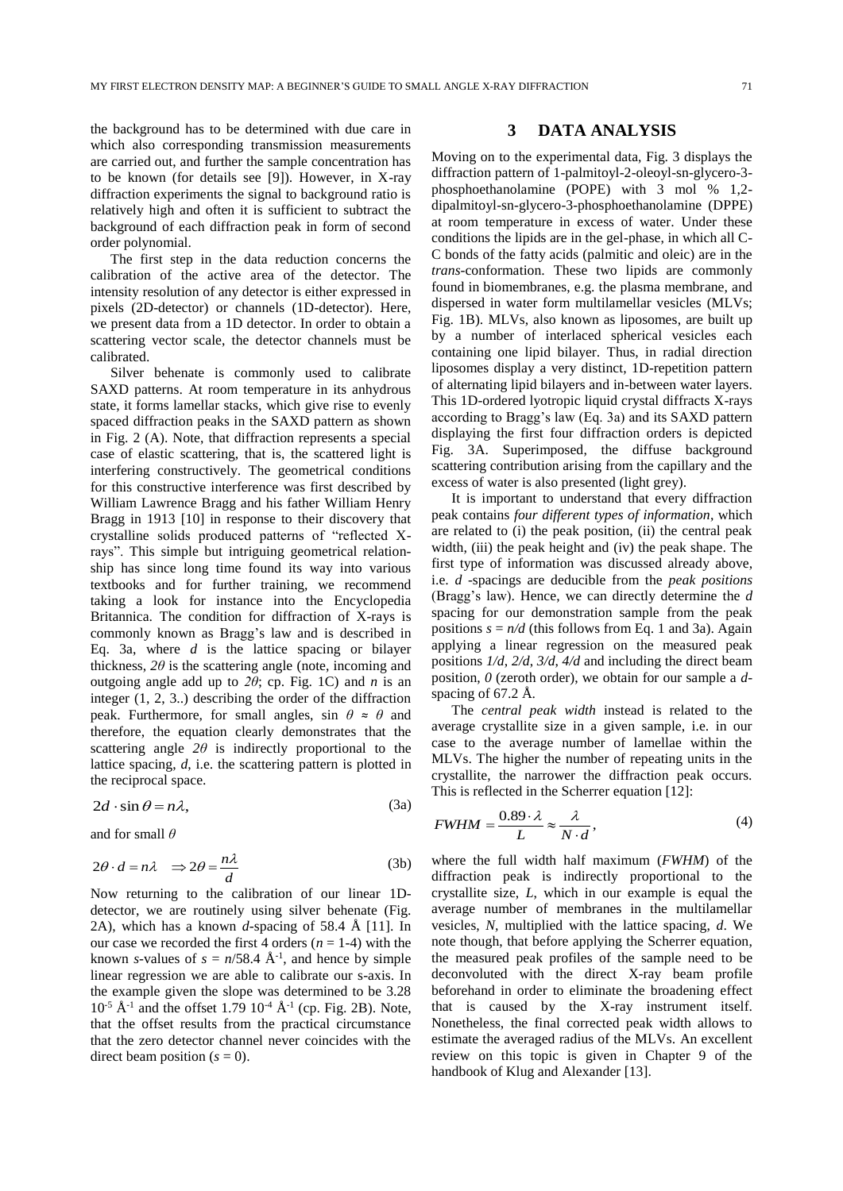the background has to be determined with due care in which also corresponding transmission measurements are carried out, and further the sample concentration has to be known (for details see [9]). However, in X-ray diffraction experiments the signal to background ratio is relatively high and often it is sufficient to subtract the background of each diffraction peak in form of second order polynomial.

The first step in the data reduction concerns the calibration of the active area of the detector. The intensity resolution of any detector is either expressed in pixels (2D-detector) or channels (1D-detector). Here, we present data from a 1D detector. In order to obtain a scattering vector scale, the detector channels must be calibrated.

Silver behenate is commonly used to calibrate SAXD patterns. At room temperature in its anhydrous state, it forms lamellar stacks, which give rise to evenly spaced diffraction peaks in the SAXD pattern as shown in Fig. 2 (A). Note, that diffraction represents a special case of elastic scattering, that is, the scattered light is interfering constructively. The geometrical conditions for this constructive interference was first described by William Lawrence Bragg and his father William Henry Bragg in 1913 [10] in response to their discovery that crystalline solids produced patterns of "reflected X-rays". This simple but intriguing geometrical relationship has since long time found its way into various textbooks and for further training, we recommend taking a look for instance into the Encyclopedia Britannica. The condition for diffraction of X-rays is commonly known as Bragg's law and is described in Eq. 3a, where $d$ is the lattice spacing or bilayer thickness, $2\theta$ is the scattering angle (note, incoming and outgoing angle add up to $2\theta$; cp. Fig. 1C) and $n$ is an integer (1, 2, 3..) describing the order of the diffraction peak. Furthermore, for small angles, $\sin\theta \approx \theta$ and therefore, the equation clearly demonstrates that the scattering angle $2\theta$ is indirectly proportional to the lattice spacing, $d$, i.e. the scattering pattern is plotted in the reciprocal space.

$$2d \cdot \sin\theta = n\lambda, \tag{3a}$$

and for small $\theta$

$$2\theta \cdot d = n\lambda \quad \Rightarrow 2\theta = \frac{n\lambda}{d} \tag{3b}$$

Now returning to the calibration of our linear 1D-detector, we are routinely using silver behenate (Fig. 2A), which has a known $d$-spacing of 58.4 Å [11]. In our case we recorded the first 4 orders ($n$ = 1-4) with the known $s$-values of $s = n/58.4$ Å$^{-1}$, and hence by simple linear regression we are able to calibrate our s-axis. In the example given the slope was determined to be 3.28 $10^{-5}$ Å$^{-1}$ and the offset 1.79 $10^{-4}$ Å$^{-1}$ (cp. Fig. 2B). Note, that the offset results from the practical circumstance that the zero detector channel never coincides with the direct beam position ($s = 0$).

# 3 DATA ANALYSIS

Moving on to the experimental data, Fig. 3 displays the diffraction pattern of 1-palmitoyl-2-oleoyl-sn-glycero-3-phosphoethanolamine (POPE) with 3 mol % 1,2-dipalmitoyl-sn-glycero-3-phosphoethanolamine (DPPE) at room temperature in excess of water. Under these conditions the lipids are in the gel-phase, in which all C-C bonds of the fatty acids (palmitic and oleic) are in the *trans*-conformation. These two lipids are commonly found in biomembranes, e.g. the plasma membrane, and dispersed in water form multilamellar vesicles (MLVs; Fig. 1B). MLVs, also known as liposomes, are built up by a number of interlaced spherical vesicles each containing one lipid bilayer. Thus, in radial direction liposomes display a very distinct, 1D-repetition pattern of alternating lipid bilayers and in-between water layers. This 1D-ordered lyotropic liquid crystal diffracts X-rays according to Bragg's law (Eq. 3a) and its SAXD pattern displaying the first four diffraction orders is depicted Fig. 3A. Superimposed, the diffuse background scattering contribution arising from the capillary and the excess of water is also presented (light grey).

It is important to understand that every diffraction peak contains *four different types of information*, which are related to (i) the peak position, (ii) the central peak width, (iii) the peak height and (iv) the peak shape. The first type of information was discussed already above, i.e. $d$ -spacings are deducible from the *peak positions* (Bragg's law). Hence, we can directly determine the $d$ spacing for our demonstration sample from the peak positions $s = n/d$ (this follows from Eq. 1 and 3a). Again applying a linear regression on the measured peak positions $1/d$, $2/d$, $3/d$, $4/d$ and including the direct beam position, $0$ (zeroth order), we obtain for our sample a $d$-spacing of 67.2 Å.

The *central peak width* instead is related to the average crystallite size in a given sample, i.e. in our case to the average number of lamellae within the MLVs. The higher the number of repeating units in the crystallite, the narrower the diffraction peak occurs. This is reflected in the Scherrer equation [12]:

$$FWHM = \frac{0.89 \cdot \lambda}{L} \approx \frac{\lambda}{N \cdot d}, \tag{4}$$

where the full width half maximum ($FWHM$) of the diffraction peak is indirectly proportional to the crystallite size, $L$, which in our example is equal the average number of membranes in the multilamellar vesicles, $N$, multiplied with the lattice spacing, $d$. We note though, that before applying the Scherrer equation, the measured peak profiles of the sample need to be deconvoluted with the direct X-ray beam profile beforehand in order to eliminate the broadening effect that is caused by the X-ray instrument itself. Nonetheless, the final corrected peak width allows to estimate the averaged radius of the MLVs. An excellent review on this topic is given in Chapter 9 of the handbook of Klug and Alexander [13].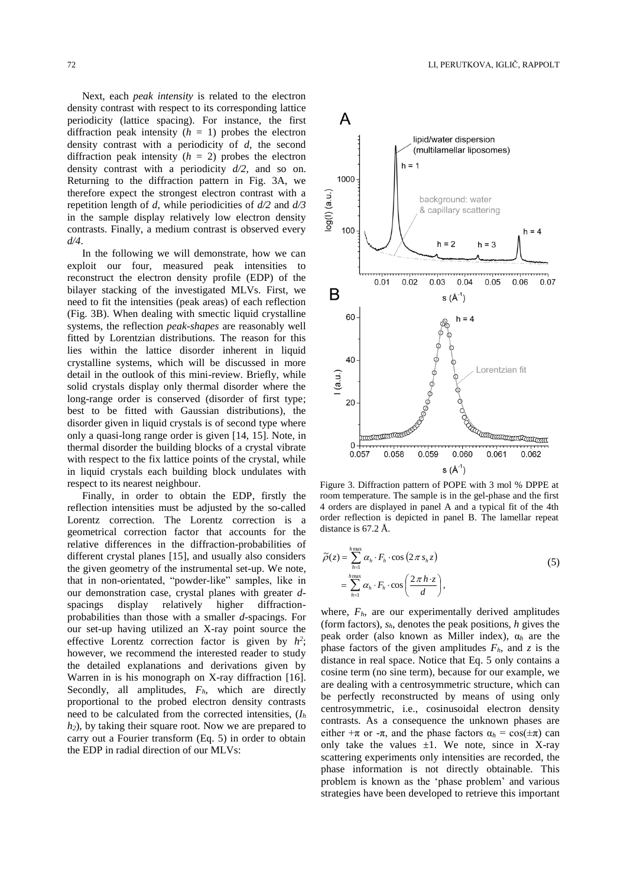Next, each *peak intensity* is related to the electron density contrast with respect to its corresponding lattice periodicity (lattice spacing). For instance, the first diffraction peak intensity ($h$ = 1) probes the electron density contrast with a periodicity of $d$, the second diffraction peak intensity ($h$ = 2) probes the electron density contrast with a periodicity $d/2$, and so on. Returning to the diffraction pattern in Fig. 3A, we therefore expect the strongest electron contrast with a repetition length of $d$, while periodicities of $d/2$ and $d/3$ in the sample display relatively low electron density contrasts. Finally, a medium contrast is observed every $d/4$.

In the following we will demonstrate, how we can exploit our four, measured peak intensities to reconstruct the electron density profile (EDP) of the bilayer stacking of the investigated MLVs. First, we need to fit the intensities (peak areas) of each reflection (Fig. 3B). When dealing with smectic liquid crystalline systems, the reflection *peak-shapes* are reasonably well fitted by Lorentzian distributions. The reason for this lies within the lattice disorder inherent in liquid crystalline systems, which will be discussed in more detail in the outlook of this mini-review. Briefly, while solid crystals display only thermal disorder where the long-range order is conserved (disorder of first type; best to be fitted with Gaussian distributions), the disorder given in liquid crystals is of second type where only a quasi-long range order is given [14, 15]. Note, in thermal disorder the building blocks of a crystal vibrate with respect to the fix lattice points of the crystal, while in liquid crystals each building block undulates with respect to its nearest neighbour.

Finally, in order to obtain the EDP, firstly the reflection intensities must be adjusted by the so-called Lorentz correction. The Lorentz correction is a geometrical correction factor that accounts for the relative differences in the diffraction-probabilities of different crystal planes [15], and usually also considers the given geometry of the instrumental set-up. We note, that in non-orientated, "powder-like" samples, like in our demonstration case, crystal planes with greater $d$-spacings display relatively higher diffraction-probabilities than those with a smaller $d$-spacings. For our set-up having utilized an X-ray point source the effective Lorentz correction factor is given by $h^2$; however, we recommend the interested reader to study the detailed explanations and derivations given by Warren in is his monograph on X-ray diffraction [16]. Secondly, all amplitudes, $F_h$, which are directly proportional to the probed electron density contrasts need to be calculated from the corrected intensities, ($I_h$ $h_2$), by taking their square root. Now we are prepared to carry out a Fourier transform (Eq. 5) in order to obtain the EDP in radial direction of our MLVs:

Figure 3. Diffraction pattern of POPE with 3 mol % DPPE at room temperature. The sample is in the gel-phase and the first 4 orders are displayed in panel A and a typical fit of the 4th order reflection is depicted in panel B. The lamellar repeat distance is 67.2 Å.

$$\tilde{\rho}(z) = \sum_{h=1}^{h\max} \alpha_h \cdot F_h \cdot \cos\left(2\pi s_h z\right) = \sum_{h=1}^{h\max} \alpha_h \cdot F_h \cdot \cos\left(\frac{2\pi h \cdot z}{d}\right), \tag{5}$$

where, $F_h$, are our experimentally derived amplitudes (form factors), $s_h$, denotes the peak positions, $h$ gives the peak order (also known as Miller index), $\alpha_h$ are the phase factors of the given amplitudes $F_h$, and $z$ is the distance in real space. Notice that Eq. 5 only contains a cosine term (no sine term), because for our example, we are dealing with a centrosymmetric structure, which can be perfectly reconstructed by means of using only centrosymmetric, i.e., cosinusoidal electron density contrasts. As a consequence the unknown phases are either $+\pi$ or $-\pi$, and the phase factors $\alpha_h = \cos(\pm\pi)$ can only take the values $\pm 1$. We note, since in X-ray scattering experiments only intensities are recorded, the phase information is not directly obtainable. This problem is known as the 'phase problem' and various strategies have been developed to retrieve this important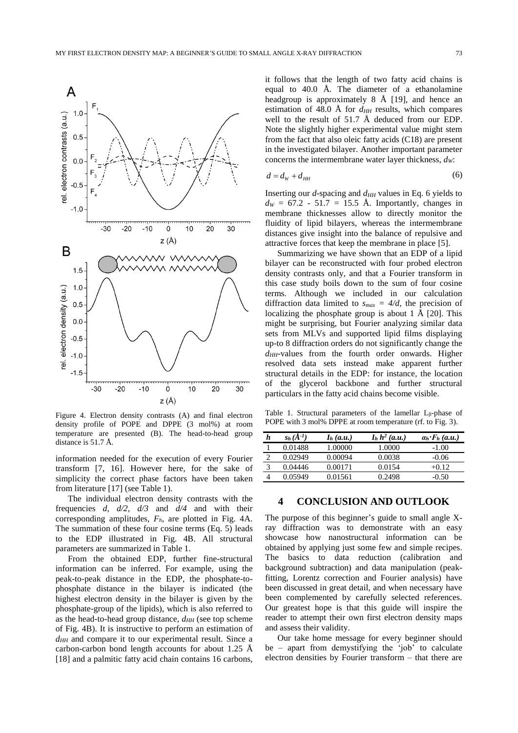Figure 4. Electron density contrasts (A) and final electron density profile of POPE and DPPE (3 mol%) at room temperature are presented (B). The head-to-head group distance is 51.7 Å.

information needed for the execution of every Fourier transform [7, 16]. However here, for the sake of simplicity the correct phase factors have been taken from literature [17] (see Table 1).

The individual electron density contrasts with the frequencies *d*, *d/2*, *d/3* and *d/4* and with their corresponding amplitudes, $F_h$, are plotted in Fig. 4A. The summation of these four cosine terms (Eq. 5) leads to the EDP illustrated in Fig. 4B. All structural parameters are summarized in Table 1.

From the obtained EDP, further fine-structural information can be inferred. For example, using the peak-to-peak distance in the EDP, the phosphate-to-phosphate distance in the bilayer is indicated (the highest electron density in the bilayer is given by the phosphate-group of the lipids), which is also referred to as the head-to-head group distance, $d_{HH}$ (see top scheme of Fig. 4B). It is instructive to perform an estimation of $d_{HH}$ and compare it to our experimental result. Since a carbon-carbon bond length accounts for about 1.25 Å [18] and a palmitic fatty acid chain contains 16 carbons, it follows that the length of two fatty acid chains is equal to 40.0 Å. The diameter of a ethanolamine headgroup is approximately 8 Å [19], and hence an estimation of 48.0 Å for $d_{HH}$ results, which compares well to the result of 51.7 Å deduced from our EDP. Note the slightly higher experimental value might stem from the fact that also oleic fatty acids (C18) are present in the investigated bilayer. Another important parameter concerns the intermembrane water layer thickness, $d_W$:

$$d = d_W + d_{HH} \tag{6}$$

Inserting our *d*-spacing and $d_{HH}$ values in Eq. 6 yields to $d_W$ = 67.2 - 51.7 = 15.5 Å. Importantly, changes in membrane thicknesses allow to directly monitor the fluidity of lipid bilayers, whereas the intermembrane distances give insight into the balance of repulsive and attractive forces that keep the membrane in place [5].

Summarizing we have shown that an EDP of a lipid bilayer can be reconstructed with four probed electron density contrasts only, and that a Fourier transform in this case study boils down to the sum of four cosine terms. Although we included in our calculation diffraction data limited to $s_{max} = 4/d$, the precision of localizing the phosphate group is about 1 Å [20]. This might be surprising, but Fourier analyzing similar data sets from MLVs and supported lipid films displaying up-to 8 diffraction orders do not significantly change the $d_{HH}$-values from the fourth order onwards. Higher resolved data sets instead make apparent further structural details in the EDP: for instance, the location of the glycerol backbone and further structural particulars in the fatty acid chains become visible.

Table 1. Structural parameters of the lamellar $L_\beta$-phase of POPE with 3 mol% DPPE at room temperature (rf. to Fig. 3).

| $h$ | $s_h$ (Å$^{-1}$) | $I_h$ (a.u.) | $I_h h^2$ (a.u.) | $\alpha_h \cdot F_h$ (a.u.) |
|---|---|---|---|---|
| 1 | 0.01488 | 1.00000 | 1.0000 | -1.00 |
| 2 | 0.02949 | 0.00094 | 0.0038 | -0.06 |
| 3 | 0.04446 | 0.00171 | 0.0154 | +0.12 |
| 4 | 0.05949 | 0.01561 | 0.2498 | -0.50 |

## 4 CONCLUSION AND OUTLOOK

The purpose of this beginner's guide to small angle X-ray diffraction was to demonstrate with an easy showcase how nanostructural information can be obtained by applying just some few and simple recipes. The basics to data reduction (calibration and background subtraction) and data manipulation (peak-fitting, Lorentz correction and Fourier analysis) have been discussed in great detail, and when necessary have been complemented by carefully selected references. Our greatest hope is that this guide will inspire the reader to attempt their own first electron density maps and assess their validity.

Our take home message for every beginner should be – apart from demystifying the 'job' to calculate electron densities by Fourier transform – that there are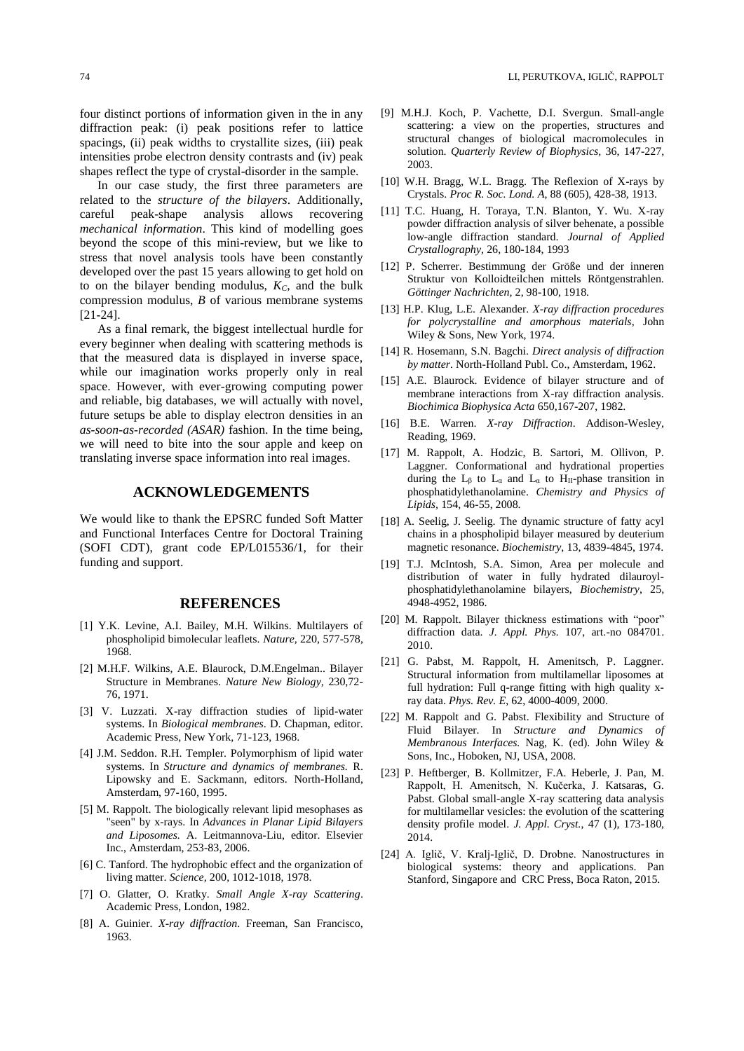four distinct portions of information given in the in any diffraction peak: (i) peak positions refer to lattice spacings, (ii) peak widths to crystallite sizes, (iii) peak intensities probe electron density contrasts and (iv) peak shapes reflect the type of crystal-disorder in the sample.

In our case study, the first three parameters are related to the *structure of the bilayers*. Additionally, careful peak-shape analysis allows recovering *mechanical information*. This kind of modelling goes beyond the scope of this mini-review, but we like to stress that novel analysis tools have been constantly developed over the past 15 years allowing to get hold on to on the bilayer bending modulus, $K_C$, and the bulk compression modulus, $B$ of various membrane systems [21-24].

As a final remark, the biggest intellectual hurdle for every beginner when dealing with scattering methods is that the measured data is displayed in inverse space, while our imagination works properly only in real space. However, with ever-growing computing power and reliable, big databases, we will actually with novel, future setups be able to display electron densities in an *as-soon-as-recorded (ASAR)* fashion. In the time being, we will need to bite into the sour apple and keep on translating inverse space information into real images.

## ACKNOWLEDGEMENTS

We would like to thank the EPSRC funded Soft Matter and Functional Interfaces Centre for Doctoral Training (SOFI CDT), grant code EP/L015536/1, for their funding and support.

## REFERENCES

[1] Y.K. Levine, A.I. Bailey, M.H. Wilkins. Multilayers of phospholipid bimolecular leaflets. *Nature,* 220, 577-578, 1968.

[2] M.H.F. Wilkins, A.E. Blaurock, D.M.Engelman.. Bilayer Structure in Membranes. *Nature New Biology,* 230,72-76, 1971.

[3] V. Luzzati. X-ray diffraction studies of lipid-water systems. In *Biological membranes*. D. Chapman, editor. Academic Press, New York, 71-123, 1968.

[4] J.M. Seddon. R.H. Templer. Polymorphism of lipid water systems. In *Structure and dynamics of membranes.* R. Lipowsky and E. Sackmann, editors. North-Holland, Amsterdam, 97-160, 1995.

[5] M. Rappolt. The biologically relevant lipid mesophases as "seen" by x-rays. In *Advances in Planar Lipid Bilayers and Liposomes.* A. Leitmannova-Liu, editor. Elsevier Inc., Amsterdam, 253-83, 2006.

[6] C. Tanford. The hydrophobic effect and the organization of living matter. *Science,* 200, 1012-1018, 1978.

[7] O. Glatter, O. Kratky. *Small Angle X-ray Scattering*. Academic Press, London, 1982.

[8] A. Guinier. *X-ray diffraction*. Freeman, San Francisco, 1963.

[9] M.H.J. Koch, P. Vachette, D.I. Svergun. Small-angle scattering: a view on the properties, structures and structural changes of biological macromolecules in solution. *Quarterly Review of Biophysics*, 36, 147-227, 2003.

[10] W.H. Bragg, W.L. Bragg. The Reflexion of X-rays by Crystals. *Proc R. Soc. Lond. A*, 88 (605), 428-38, 1913.

[11] T.C. Huang, H. Toraya, T.N. Blanton, Y. Wu. X-ray powder diffraction analysis of silver behenate, a possible low-angle diffraction standard. *Journal of Applied Crystallography*, 26, 180-184, 1993

[12] P. Scherrer. Bestimmung der Größe und der inneren Struktur von Kolloidteilchen mittels Röntgenstrahlen. *Göttinger Nachrichten,* 2, 98-100, 1918.

[13] H.P. Klug, L.E. Alexander. *X-ray diffraction procedures for polycrystalline and amorphous materials*, John Wiley & Sons, New York, 1974.

[14] R. Hosemann, S.N. Bagchi. *Direct analysis of diffraction by matter*. North-Holland Publ. Co., Amsterdam, 1962.

[15] A.E. Blaurock. Evidence of bilayer structure and of membrane interactions from X-ray diffraction analysis. *Biochimica Biophysica Acta* 650,167-207, 1982.

[16] B.E. Warren. *X-ray Diffraction*. Addison-Wesley, Reading, 1969.

[17] M. Rappolt, A. Hodzic, B. Sartori, M. Ollivon, P. Laggner. Conformational and hydrational properties during the $L_\beta$ to $L_\alpha$ and $L_\alpha$ to $H_{II}$-phase transition in phosphatidylethanolamine. *Chemistry and Physics of Lipids,* 154, 46-55, 2008.

[18] A. Seelig, J. Seelig. The dynamic structure of fatty acyl chains in a phospholipid bilayer measured by deuterium magnetic resonance. *Biochemistry*, 13, 4839-4845, 1974.

[19] T.J. McIntosh, S.A. Simon, Area per molecule and distribution of water in fully hydrated dilauroyl-phosphatidylethanolamine bilayers, *Biochemistry*, 25, 4948-4952, 1986.

[20] M. Rappolt. Bilayer thickness estimations with "poor" diffraction data. *J. Appl. Phys.* 107, art.-no 084701. 2010.

[21] G. Pabst, M. Rappolt, H. Amenitsch, P. Laggner. Structural information from multilamellar liposomes at full hydration: Full q-range fitting with high quality x-ray data. *Phys. Rev. E*, 62, 4000-4009, 2000.

[22] M. Rappolt and G. Pabst. Flexibility and Structure of Fluid Bilayer. In *Structure and Dynamics of Membranous Interfaces.* Nag, K. (ed). John Wiley & Sons, Inc., Hoboken, NJ, USA, 2008.

[23] P. Heftberger, B. Kollmitzer, F.A. Heberle, J. Pan, M. Rappolt, H. Amenitsch, N. Kučerka, J. Katsaras, G. Pabst. Global small-angle X-ray scattering data analysis for multilamellar vesicles: the evolution of the scattering density profile model. *J. Appl. Cryst.*, 47 (1), 173-180, 2014.

[24] A. Iglič, V. Kralj-Iglič, D. Drobne. Nanostructures in biological systems: theory and applications. Pan Stanford, Singapore and CRC Press, Boca Raton, 2015.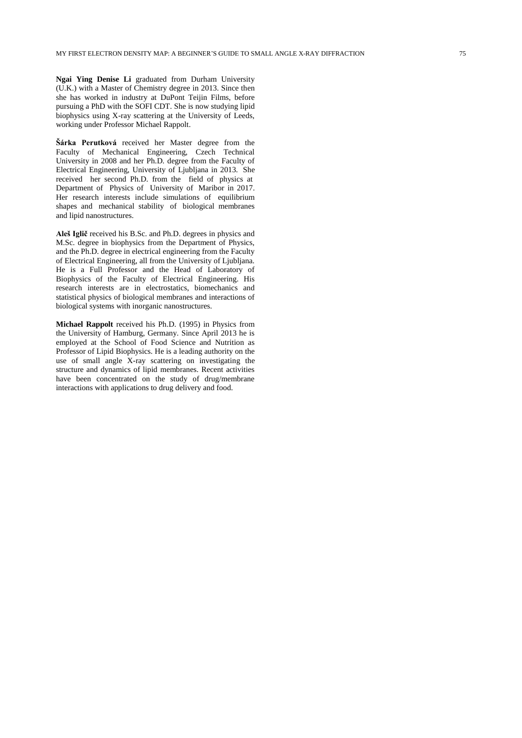**Ngai Ying Denise Li** graduated from Durham University (U.K.) with a Master of Chemistry degree in 2013. Since then she has worked in industry at DuPont Teijin Films, before pursuing a PhD with the SOFI CDT. She is now studying lipid biophysics using X-ray scattering at the University of Leeds, working under Professor Michael Rappolt.

**Šárka Perutková** received her Master degree from the Faculty of Mechanical Engineering, Czech Technical University in 2008 and her Ph.D. degree from the Faculty of Electrical Engineering, University of Ljubljana in 2013. She received her second Ph.D. from the field of physics at Department of Physics of University of Maribor in 2017. Her research interests include simulations of equilibrium shapes and mechanical stability of biological membranes and lipid nanostructures.

**Aleš Iglič** received his B.Sc. and Ph.D. degrees in physics and M.Sc. degree in biophysics from the Department of Physics, and the Ph.D. degree in electrical engineering from the Faculty of Electrical Engineering, all from the University of Ljubljana. He is a Full Professor and the Head of Laboratory of Biophysics of the Faculty of Electrical Engineering. His research interests are in electrostatics, biomechanics and statistical physics of biological membranes and interactions of biological systems with inorganic nanostructures.

**Michael Rappolt** received his Ph.D. (1995) in Physics from the University of Hamburg, Germany. Since April 2013 he is employed at the School of Food Science and Nutrition as Professor of Lipid Biophysics. He is a leading authority on the use of small angle X-ray scattering on investigating the structure and dynamics of lipid membranes. Recent activities have been concentrated on the study of drug/membrane interactions with applications to drug delivery and food.